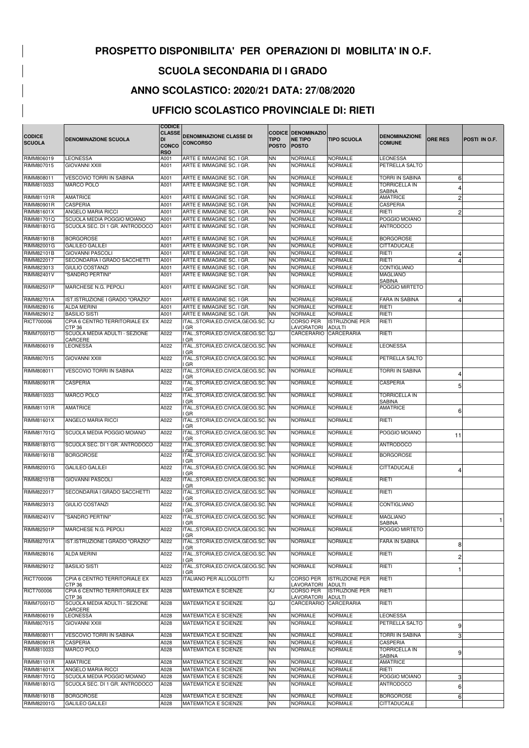# PROSPETTO DISPONIBILITA' PER OPERAZIONI DI MOBILITA' IN O.F.

## SCUOLA SECONDARIA DI I GRADO

## ANNO SCOLASTICO: 2020/21 DATA: 27/08/2020

## UFFICIO SCOLASTICO PROVINCIALE DI: RIETI

| CODICE SCUOLA | DENOMINAZIONE SCUOLA | CODICE CLASSE DI CONCORSO | DENOMINAZIONE CLASSE DI CONCORSO | CODICE TIPO POSTO | DENOMINAZIONE TIPO POSTO | TIPO SCUOLA | DENOMINAZIONE COMUNE | ORE RES | POSTI IN O.F. |
|---|---|---|---|---|---|---|---|---|---|
| RIMM806019 | LEONESSA | A001 | ARTE E IMMAGINE SC. I GR. | NN | NORMALE | NORMALE | LEONESSA | | |
| RIMM807015 | GIOVANNI XXIII | A001 | ARTE E IMMAGINE SC. I GR. | NN | NORMALE | NORMALE | PETRELLA SALTO | | |
| RIMM808011 | VESCOVIO TORRI IN SABINA | A001 | ARTE E IMMAGINE SC. I GR. | NN | NORMALE | NORMALE | TORRI IN SABINA | 6 | |
| RIMM810033 | MARCO POLO | A001 | ARTE E IMMAGINE SC. I GR. | NN | NORMALE | NORMALE | TORRICELLA IN SABINA | 4 | |
| RIMM81101R | AMATRICE | A001 | ARTE E IMMAGINE SC. I GR. | NN | NORMALE | NORMALE | AMATRICE | 2 | |
| RIMM80901R | CASPERIA | A001 | ARTE E IMMAGINE SC. I GR. | NN | NORMALE | NORMALE | CASPERIA | | |
| RIMM81601X | ANGELO MARIA RICCI | A001 | ARTE E IMMAGINE SC. I GR. | NN | NORMALE | NORMALE | RIETI | 2 | |
| RIMM81701Q | SCUOLA MEDIA POGGIO MOIANO | A001 | ARTE E IMMAGINE SC. I GR. | NN | NORMALE | NORMALE | POGGIO MOIANO | | |
| RIMM81801G | SCUOLA SEC. DI 1 GR. ANTRODOCO | A001 | ARTE E IMMAGINE SC. I GR. | NN | NORMALE | NORMALE | ANTRODOCO | | |
| RIMM81901B | BORGOROSE | A001 | ARTE E IMMAGINE SC. I GR. | NN | NORMALE | NORMALE | BORGOROSE | | |
| RIMM82001G | GALILEO GALILEI | A001 | ARTE E IMMAGINE SC. I GR. | NN | NORMALE | NORMALE | CITTADUCALE | | |
| RIMM82101B | GIOVANNI PASCOLI | A001 | ARTE E IMMAGINE SC. I GR. | NN | NORMALE | NORMALE | RIETI | 4 | |
| RIMM822017 | SECONDARIA I GRADO SACCHETTI | A001 | ARTE E IMMAGINE SC. I GR. | NN | NORMALE | NORMALE | RIETI | 4 | |
| RIMM823013 | GIULIO COSTANZI | A001 | ARTE E IMMAGINE SC. I GR. | NN | NORMALE | NORMALE | CONTIGLIANO | | |
| RIMM82401V | "SANDRO PERTINI" | A001 | ARTE E IMMAGINE SC. I GR. | NN | NORMALE | NORMALE | MAGLIANO SABINA | | |
| RIMM82501P | MARCHESE N.G. PEPOLI | A001 | ARTE E IMMAGINE SC. I GR. | NN | NORMALE | NORMALE | POGGIO MIRTETO | | |
| RIMM82701A | IST.ISTRUZIONE I GRADO "ORAZIO" | A001 | ARTE E IMMAGINE SC. I GR. | NN | NORMALE | NORMALE | FARA IN SABINA | 4 | |
| RIMM828016 | ALDA MERINI | A001 | ARTE E IMMAGINE SC. I GR. | NN | NORMALE | NORMALE | RIETI | | |
| RIMM829012 | BASILIO SISTI | A001 | ARTE E IMMAGINE SC. I GR. | NN | NORMALE | NORMALE | RIETI | | |
| RICT700006 | CPIA 6 CENTRO TERRITORIALE EX CTP 36 | A022 | ITAL.,STORIA,ED.CIVICA,GEOG.SC. I GR | XJ | CORSO PER LAVORATORI | ISTRUZIONE PER ADULTI | RIETI | | |
| RIMM70001D | SCUOLA MEDIA ADULTI - SEZIONE CARCERE | A022 | ITAL.,STORIA,ED.CIVICA,GEOG.SC. I GR | QJ | CARCERARIO | CARCERARIA | RIETI | | |
| RIMM806019 | LEONESSA | A022 | ITAL.,STORIA,ED.CIVICA,GEOG.SC. I GR | NN | NORMALE | NORMALE | LEONESSA | | |
| RIMM807015 | GIOVANNI XXIII | A022 | ITAL.,STORIA,ED.CIVICA,GEOG.SC. I GR | NN | NORMALE | NORMALE | PETRELLA SALTO | | |
| RIMM808011 | VESCOVIO TORRI IN SABINA | A022 | ITAL.,STORIA,ED.CIVICA,GEOG.SC. I GR | NN | NORMALE | NORMALE | TORRI IN SABINA | 4 | |
| RIMM80901R | CASPERIA | A022 | ITAL.,STORIA,ED.CIVICA,GEOG.SC. I GR | NN | NORMALE | NORMALE | CASPERIA | 5 | |
| RIMM810033 | MARCO POLO | A022 | ITAL.,STORIA,ED.CIVICA,GEOG.SC. I GR | NN | NORMALE | NORMALE | TORRICELLA IN SABINA | | |
| RIMM81101R | AMATRICE | A022 | ITAL.,STORIA,ED.CIVICA,GEOG.SC. I GR | NN | NORMALE | NORMALE | AMATRICE | 6 | |
| RIMM81601X | ANGELO MARIA RICCI | A022 | ITAL.,STORIA,ED.CIVICA,GEOG.SC. I GR | NN | NORMALE | NORMALE | RIETI | | |
| RIMM81701Q | SCUOLA MEDIA POGGIO MOIANO | A022 | ITAL.,STORIA,ED.CIVICA,GEOG.SC. I GR | NN | NORMALE | NORMALE | POGGIO MOIANO | 11 | |
| RIMM81801G | SCUOLA SEC. DI 1 GR. ANTRODOCO | A022 | ITAL.,STORIA,ED.CIVICA,GEOG.SC. I GR | NN | NORMALE | NORMALE | ANTRODOCO | | |
| RIMM81901B | BORGOROSE | A022 | ITAL.,STORIA,ED.CIVICA,GEOG.SC. I GR | NN | NORMALE | NORMALE | BORGOROSE | | |
| RIMM82001G | GALILEO GALILEI | A022 | ITAL.,STORIA,ED.CIVICA,GEOG.SC. I GR | NN | NORMALE | NORMALE | CITTADUCALE | 4 | |
| RIMM82101B | GIOVANNI PASCOLI | A022 | ITAL.,STORIA,ED.CIVICA,GEOG.SC. I GR | NN | NORMALE | NORMALE | RIETI | | |
| RIMM822017 | SECONDARIA I GRADO SACCHETTI | A022 | ITAL.,STORIA,ED.CIVICA,GEOG.SC. I GR | NN | NORMALE | NORMALE | RIETI | | |
| RIMM823013 | GIULIO COSTANZI | A022 | ITAL.,STORIA,ED.CIVICA,GEOG.SC. I GR | NN | NORMALE | NORMALE | CONTIGLIANO | | |
| RIMM82401V | "SANDRO PERTINI" | A022 | ITAL.,STORIA,ED.CIVICA,GEOG.SC. I GR | NN | NORMALE | NORMALE | MAGLIANO SABINA | | 1 |
| RIMM82501P | MARCHESE N.G. PEPOLI | A022 | ITAL.,STORIA,ED.CIVICA,GEOG.SC. I GR | NN | NORMALE | NORMALE | POGGIO MIRTETO | | |
| RIMM82701A | IST.ISTRUZIONE I GRADO "ORAZIO" | A022 | ITAL.,STORIA,ED.CIVICA,GEOG.SC. I GR | NN | NORMALE | NORMALE | FARA IN SABINA | 8 | |
| RIMM828016 | ALDA MERINI | A022 | ITAL.,STORIA,ED.CIVICA,GEOG.SC. I GR | NN | NORMALE | NORMALE | RIETI | 2 | |
| RIMM829012 | BASILIO SISTI | A022 | ITAL.,STORIA,ED.CIVICA,GEOG.SC. I GR | NN | NORMALE | NORMALE | RIETI | 1 | |
| RICT700006 | CPIA 6 CENTRO TERRITORIALE EX CTP 36 | A023 | ITALIANO PER ALLOGLOTTI | XJ | CORSO PER LAVORATORI | ISTRUZIONE PER ADULTI | RIETI | | |
| RICT700006 | CPIA 6 CENTRO TERRITORIALE EX CTP 36 | A028 | MATEMATICA E SCIENZE | XJ | CORSO PER LAVORATORI | ISTRUZIONE PER ADULTI | RIETI | | |
| RIMM70001D | SCUOLA MEDIA ADULTI - SEZIONE CARCERE | A028 | MATEMATICA E SCIENZE | QJ | CARCERARIO | CARCERARIA | RIETI | | |
| RIMM806019 | LEONESSA | A028 | MATEMATICA E SCIENZE | NN | NORMALE | NORMALE | LEONESSA | | |
| RIMM807015 | GIOVANNI XXIII | A028 | MATEMATICA E SCIENZE | NN | NORMALE | NORMALE | PETRELLA SALTO | 9 | |
| RIMM808011 | VESCOVIO TORRI IN SABINA | A028 | MATEMATICA E SCIENZE | NN | NORMALE | NORMALE | TORRI IN SABINA | 3 | |
| RIMM80901R | CASPERIA | A028 | MATEMATICA E SCIENZE | NN | NORMALE | NORMALE | CASPERIA | | |
| RIMM810033 | MARCO POLO | A028 | MATEMATICA E SCIENZE | NN | NORMALE | NORMALE | TORRICELLA IN SABINA | 9 | |
| RIMM81101R | AMATRICE | A028 | MATEMATICA E SCIENZE | NN | NORMALE | NORMALE | AMATRICE | | |
| RIMM81601X | ANGELO MARIA RICCI | A028 | MATEMATICA E SCIENZE | NN | NORMALE | NORMALE | RIETI | | |
| RIMM81701Q | SCUOLA MEDIA POGGIO MOIANO | A028 | MATEMATICA E SCIENZE | NN | NORMALE | NORMALE | POGGIO MOIANO | 3 | |
| RIMM81801G | SCUOLA SEC. DI 1 GR. ANTRODOCO | A028 | MATEMATICA E SCIENZE | NN | NORMALE | NORMALE | ANTRODOCO | 6 | |
| RIMM81901B | BORGOROSE | A028 | MATEMATICA E SCIENZE | NN | NORMALE | NORMALE | BORGOROSE | 6 | |
| RIMM82001G | GALILEO GALILEI | A028 | MATEMATICA E SCIENZE | NN | NORMALE | NORMALE | CITTADUCALE | | |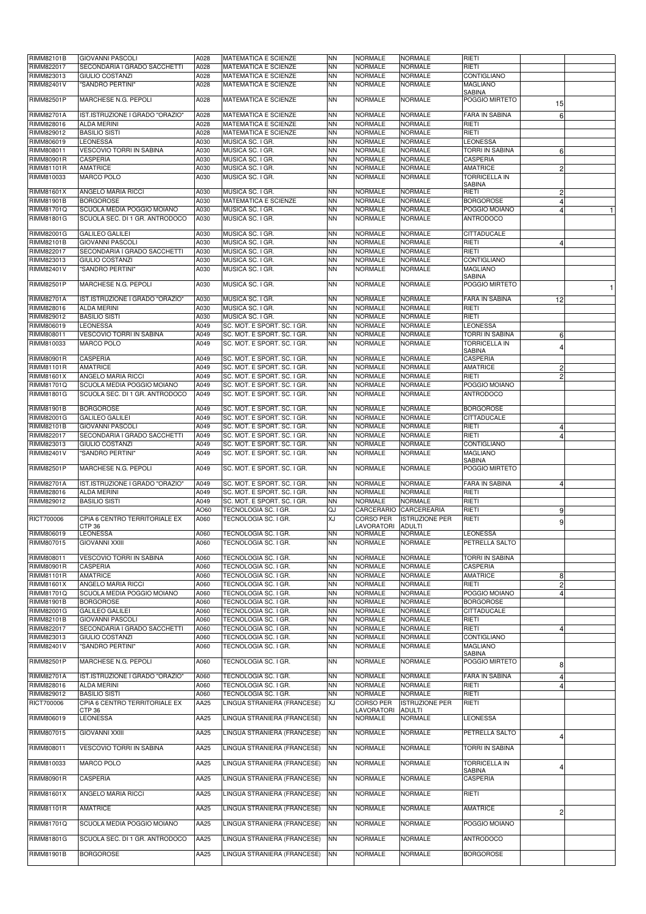| | | | | | | | | | |
|---|---|---|---|---|---|---|---|---|---|
| RIMM82101B | GIOVANNI PASCOLI | A028 | MATEMATICA E SCIENZE | NN | NORMALE | NORMALE | RIETI | | |
| RIMM822017 | SECONDARIA I GRADO SACCHETTI | A028 | MATEMATICA E SCIENZE | NN | NORMALE | NORMALE | RIETI | | |
| RIMM823013 | GIULIO COSTANZI | A028 | MATEMATICA E SCIENZE | NN | NORMALE | NORMALE | CONTIGLIANO | | |
| RIMM82401V | "SANDRO PERTINI" | A028 | MATEMATICA E SCIENZE | NN | NORMALE | NORMALE | MAGLIANO SABINA | | |
| RIMM82501P | MARCHESE N.G. PEPOLI | A028 | MATEMATICA E SCIENZE | NN | NORMALE | NORMALE | POGGIO MIRTETO | 15 | |
| RIMM82701A | IST.ISTRUZIONE I GRADO "ORAZIO" | A028 | MATEMATICA E SCIENZE | NN | NORMALE | NORMALE | FARA IN SABINA | 6 | |
| RIMM828016 | ALDA MERINI | A028 | MATEMATICA E SCIENZE | NN | NORMALE | NORMALE | RIETI | | |
| RIMM829012 | BASILIO SISTI | A028 | MATEMATICA E SCIENZE | NN | NORMALE | NORMALE | RIETI | | |
| RIMM806019 | LEONESSA | A030 | MUSICA SC. I GR. | NN | NORMALE | NORMALE | LEONESSA | | |
| RIMM808011 | VESCOVIO TORRI IN SABINA | A030 | MUSICA SC. I GR. | NN | NORMALE | NORMALE | TORRI IN SABINA | 6 | |
| RIMM80901R | CASPERIA | A030 | MUSICA SC. I GR. | NN | NORMALE | NORMALE | CASPERIA | | |
| RIMM81101R | AMATRICE | A030 | MUSICA SC. I GR. | NN | NORMALE | NORMALE | AMATRICE | 2 | |
| RIMM810033 | MARCO POLO | A030 | MUSICA SC. I GR. | NN | NORMALE | NORMALE | TORRICELLA IN SABINA | | |
| RIMM81601X | ANGELO MARIA RICCI | A030 | MUSICA SC. I GR. | NN | NORMALE | NORMALE | RIETI | 2 | |
| RIMM81901B | BORGOROSE | A030 | MATEMATICA E SCIENZE | NN | NORMALE | NORMALE | BORGOROSE | 4 | |
| RIMM81701Q | SCUOLA MEDIA POGGIO MOIANO | A030 | MUSICA SC. I GR. | NN | NORMALE | NORMALE | POGGIO MOIANO | 4 | 1 |
| RIMM81801G | SCUOLA SEC. DI 1 GR. ANTRODOCO | A030 | MUSICA SC. I GR. | NN | NORMALE | NORMALE | ANTRODOCO | | |
| RIMM82001G | GALILEO GALILEI | A030 | MUSICA SC. I GR. | NN | NORMALE | NORMALE | CITTADUCALE | | |
| RIMM82101B | GIOVANNI PASCOLI | A030 | MUSICA SC. I GR. | NN | NORMALE | NORMALE | RIETI | 4 | |
| RIMM822017 | SECONDARIA I GRADO SACCHETTI | A030 | MUSICA SC. I GR. | NN | NORMALE | NORMALE | RIETI | | |
| RIMM823013 | GIULIO COSTANZI | A030 | MUSICA SC. I GR. | NN | NORMALE | NORMALE | CONTIGLIANO | | |
| RIMM82401V | "SANDRO PERTINI" | A030 | MUSICA SC. I GR. | NN | NORMALE | NORMALE | MAGLIANO SABINA | | |
| RIMM82501P | MARCHESE N.G. PEPOLI | A030 | MUSICA SC. I GR. | NN | NORMALE | NORMALE | POGGIO MIRTETO | | 1 |
| RIMM82701A | IST.ISTRUZIONE I GRADO "ORAZIO" | A030 | MUSICA SC. I GR. | NN | NORMALE | NORMALE | FARA IN SABINA | 12 | |
| RIMM828016 | ALDA MERINI | A030 | MUSICA SC. I GR. | NN | NORMALE | NORMALE | RIETI | | |
| RIMM829012 | BASILIO SISTI | A030 | MUSICA SC. I GR. | NN | NORMALE | NORMALE | RIETI | | |
| RIMM806019 | LEONESSA | A049 | SC. MOT. E SPORT. SC. I GR. | NN | NORMALE | NORMALE | LEONESSA | | |
| RIMM808011 | VESCOVIO TORRI IN SABINA | A049 | SC. MOT. E SPORT. SC. I GR. | NN | NORMALE | NORMALE | TORRI IN SABINA | 6 | |
| RIMM810033 | MARCO POLO | A049 | SC. MOT. E SPORT. SC. I GR. | NN | NORMALE | NORMALE | TORRICELLA IN SABINA | 4 | |
| RIMM80901R | CASPERIA | A049 | SC. MOT. E SPORT. SC. I GR. | NN | NORMALE | NORMALE | CASPERIA | | |
| RIMM81101R | AMATRICE | A049 | SC. MOT. E SPORT. SC. I GR. | NN | NORMALE | NORMALE | AMATRICE | 2 | |
| RIMM81601X | ANGELO MARIA RICCI | A049 | SC. MOT. E SPORT. SC. I GR. | NN | NORMALE | NORMALE | RIETI | 2 | |
| RIMM81701Q | SCUOLA MEDIA POGGIO MOIANO | A049 | SC. MOT. E SPORT. SC. I GR. | NN | NORMALE | NORMALE | POGGIO MOIANO | | |
| RIMM81801G | SCUOLA SEC. DI 1 GR. ANTRODOCO | A049 | SC. MOT. E SPORT. SC. I GR. | NN | NORMALE | NORMALE | ANTRODOCO | | |
| RIMM81901B | BORGOROSE | A049 | SC. MOT. E SPORT. SC. I GR. | NN | NORMALE | NORMALE | BORGOROSE | | |
| RIMM82001G | GALILEO GALILEI | A049 | SC. MOT. E SPORT. SC. I GR. | NN | NORMALE | NORMALE | CITTADUCALE | | |
| RIMM82101B | GIOVANNI PASCOLI | A049 | SC. MOT. E SPORT. SC. I GR. | NN | NORMALE | NORMALE | RIETI | 4 | |
| RIMM822017 | SECONDARIA I GRADO SACCHETTI | A049 | SC. MOT. E SPORT. SC. I GR. | NN | NORMALE | NORMALE | RIETI | 4 | |
| RIMM823013 | GIULIO COSTANZI | A049 | SC. MOT. E SPORT. SC. I GR. | NN | NORMALE | NORMALE | CONTIGLIANO | | |
| RIMM82401V | "SANDRO PERTINI" | A049 | SC. MOT. E SPORT. SC. I GR. | NN | NORMALE | NORMALE | MAGLIANO SABINA | | |
| RIMM82501P | MARCHESE N.G. PEPOLI | A049 | SC. MOT. E SPORT. SC. I GR. | NN | NORMALE | NORMALE | POGGIO MIRTETO | | |
| RIMM82701A | IST.ISTRUZIONE I GRADO "ORAZIO" | A049 | SC. MOT. E SPORT. SC. I GR. | NN | NORMALE | NORMALE | FARA IN SABINA | 4 | |
| RIMM828016 | ALDA MERINI | A049 | SC. MOT. E SPORT. SC. I GR. | NN | NORMALE | NORMALE | RIETI | | |
| RIMM829012 | BASILIO SISTI | A049 | SC. MOT. E SPORT. SC. I GR. | NN | NORMALE | NORMALE | RIETI | | |
| | | AO60 | TECNOLOGIA SC. I GR. | QJ | CARCERARIO | CARCEREARIA | RIETI | 9 | |
| RICT700006 | CPIA 6 CENTRO TERRITORIALE EX CTP 36 | A060 | TECNOLOGIA SC. I GR. | XJ | CORSO PER LAVORATORI | ISTRUZIONE PER ADULTI | RIETI | 9 | |
| RIMM806019 | LEONESSA | A060 | TECNOLOGIA SC. I GR. | NN | NORMALE | NORMALE | LEONESSA | | |
| RIMM807015 | GIOVANNI XXIII | A060 | TECNOLOGIA SC. I GR. | NN | NORMALE | NORMALE | PETRELLA SALTO | | |
| RIMM808011 | VESCOVIO TORRI IN SABINA | A060 | TECNOLOGIA SC. I GR. | NN | NORMALE | NORMALE | TORRI IN SABINA | | |
| RIMM80901R | CASPERIA | A060 | TECNOLOGIA SC. I GR. | NN | NORMALE | NORMALE | CASPERIA | | |
| RIMM81101R | AMATRICE | A060 | TECNOLOGIA SC. I GR. | NN | NORMALE | NORMALE | AMATRICE | 8 | |
| RIMM81601X | ANGELO MARIA RICCI | A060 | TECNOLOGIA SC. I GR. | NN | NORMALE | NORMALE | RIETI | 2 | |
| RIMM81701Q | SCUOLA MEDIA POGGIO MOIANO | A060 | TECNOLOGIA SC. I GR. | NN | NORMALE | NORMALE | POGGIO MOIANO | 4 | |
| RIMM81901B | BORGOROSE | A060 | TECNOLOGIA SC. I GR. | NN | NORMALE | NORMALE | BORGOROSE | | |
| RIMM82001G | GALILEO GALILEI | A060 | TECNOLOGIA SC. I GR. | NN | NORMALE | NORMALE | CITTADUCALE | | |
| RIMM82101B | GIOVANNI PASCOLI | A060 | TECNOLOGIA SC. I GR. | NN | NORMALE | NORMALE | RIETI | | |
| RIMM822017 | SECONDARIA I GRADO SACCHETTI | A060 | TECNOLOGIA SC. I GR. | NN | NORMALE | NORMALE | RIETI | 4 | |
| RIMM823013 | GIULIO COSTANZI | A060 | TECNOLOGIA SC. I GR. | NN | NORMALE | NORMALE | CONTIGLIANO | | |
| RIMM82401V | "SANDRO PERTINI" | A060 | TECNOLOGIA SC. I GR. | NN | NORMALE | NORMALE | MAGLIANO SABINA | | |
| RIMM82501P | MARCHESE N.G. PEPOLI | A060 | TECNOLOGIA SC. I GR. | NN | NORMALE | NORMALE | POGGIO MIRTETO | 8 | |
| RIMM82701A | IST.ISTRUZIONE I GRADO "ORAZIO" | A060 | TECNOLOGIA SC. I GR. | NN | NORMALE | NORMALE | FARA IN SABINA | 4 | |
| RIMM828016 | ALDA MERINI | A060 | TECNOLOGIA SC. I GR. | NN | NORMALE | NORMALE | RIETI | 4 | |
| RIMM829012 | BASILIO SISTI | A060 | TECNOLOGIA SC. I GR. | NN | NORMALE | NORMALE | RIETI | | |
| RICT700006 | CPIA 6 CENTRO TERRITORIALE EX CTP 36 | AA25 | LINGUA STRANIERA (FRANCESE) | XJ | CORSO PER LAVORATORI | ISTRUZIONE PER ADULTI | RIETI | | |
| RIMM806019 | LEONESSA | AA25 | LINGUA STRANIERA (FRANCESE) | NN | NORMALE | NORMALE | LEONESSA | | |
| RIMM807015 | GIOVANNI XXIII | AA25 | LINGUA STRANIERA (FRANCESE) | NN | NORMALE | NORMALE | PETRELLA SALTO | 4 | |
| RIMM808011 | VESCOVIO TORRI IN SABINA | AA25 | LINGUA STRANIERA (FRANCESE) | NN | NORMALE | NORMALE | TORRI IN SABINA | | |
| RIMM810033 | MARCO POLO | AA25 | LINGUA STRANIERA (FRANCESE) | NN | NORMALE | NORMALE | TORRICELLA IN SABINA | 4 | |
| RIMM80901R | CASPERIA | AA25 | LINGUA STRANIERA (FRANCESE) | NN | NORMALE | NORMALE | CASPERIA | | |
| RIMM81601X | ANGELO MARIA RICCI | AA25 | LINGUA STRANIERA (FRANCESE) | NN | NORMALE | NORMALE | RIETI | | |
| RIMM81101R | AMATRICE | AA25 | LINGUA STRANIERA (FRANCESE) | NN | NORMALE | NORMALE | AMATRICE | 2 | |
| RIMM81701Q | SCUOLA MEDIA POGGIO MOIANO | AA25 | LINGUA STRANIERA (FRANCESE) | NN | NORMALE | NORMALE | POGGIO MOIANO | | |
| RIMM81801G | SCUOLA SEC. DI 1 GR. ANTRODOCO | AA25 | LINGUA STRANIERA (FRANCESE) | NN | NORMALE | NORMALE | ANTRODOCO | | |
| RIMM81901B | BORGOROSE | AA25 | LINGUA STRANIERA (FRANCESE) | NN | NORMALE | NORMALE | BORGOROSE | | |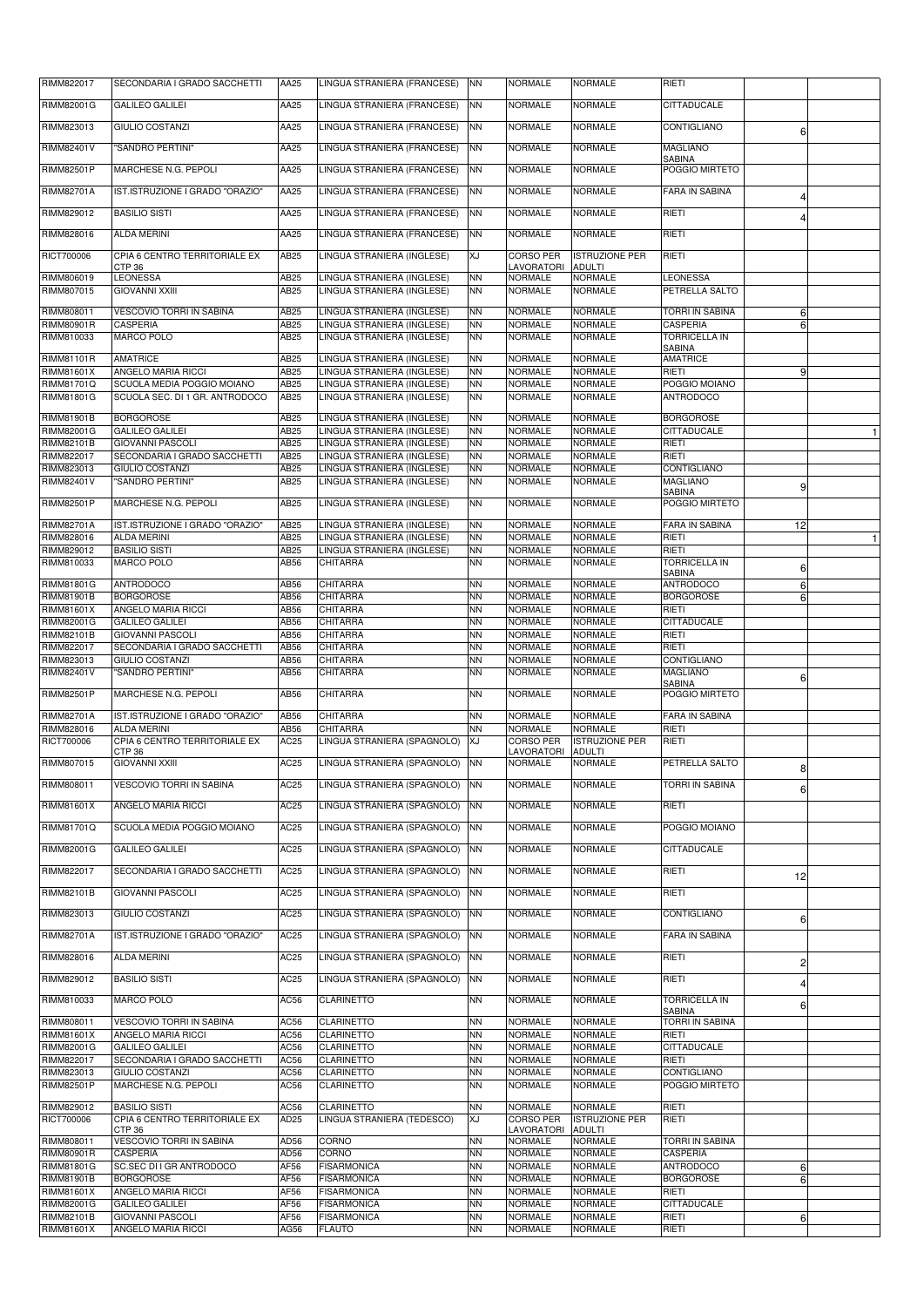| RIMM822017 | SECONDARIA I GRADO SACCHETTI | AA25 | LINGUA STRANIERA (FRANCESE) | NN | NORMALE | NORMALE | RIETI | | |
|---|---|---|---|---|---|---|---|---|---|
| RIMM82001G | GALILEO GALILEI | AA25 | LINGUA STRANIERA (FRANCESE) | NN | NORMALE | NORMALE | CITTADUCALE | | |
| RIMM823013 | GIULIO COSTANZI | AA25 | LINGUA STRANIERA (FRANCESE) | NN | NORMALE | NORMALE | CONTIGLIANO | 6 | |
| RIMM82401V | "SANDRO PERTINI" | AA25 | LINGUA STRANIERA (FRANCESE) | NN | NORMALE | NORMALE | MAGLIANO SABINA | | |
| RIMM82501P | MARCHESE N.G. PEPOLI | AA25 | LINGUA STRANIERA (FRANCESE) | NN | NORMALE | NORMALE | POGGIO MIRTETO | | |
| RIMM82701A | IST.ISTRUZIONE I GRADO "ORAZIO" | AA25 | LINGUA STRANIERA (FRANCESE) | NN | NORMALE | NORMALE | FARA IN SABINA | 4 | |
| RIMM829012 | BASILIO SISTI | AA25 | LINGUA STRANIERA (FRANCESE) | NN | NORMALE | NORMALE | RIETI | 4 | |
| RIMM828016 | ALDA MERINI | AA25 | LINGUA STRANIERA (FRANCESE) | NN | NORMALE | NORMALE | RIETI | | |
| RICT700006 | CPIA 6 CENTRO TERRITORIALE EX CTP 36 | AB25 | LINGUA STRANIERA (INGLESE) | XJ | CORSO PER LAVORATORI | ISTRUZIONE PER ADULTI | RIETI | | |
| RIMM806019 | LEONESSA | AB25 | LINGUA STRANIERA (INGLESE) | NN | NORMALE | NORMALE | LEONESSA | | |
| RIMM807015 | GIOVANNI XXIII | AB25 | LINGUA STRANIERA (INGLESE) | NN | NORMALE | NORMALE | PETRELLA SALTO | | |
| RIMM808011 | VESCOVIO TORRI IN SABINA | AB25 | LINGUA STRANIERA (INGLESE) | NN | NORMALE | NORMALE | TORRI IN SABINA | 6 | |
| RIMM80901R | CASPERIA | AB25 | LINGUA STRANIERA (INGLESE) | NN | NORMALE | NORMALE | CASPERIA | 6 | |
| RIMM810033 | MARCO POLO | AB25 | LINGUA STRANIERA (INGLESE) | NN | NORMALE | NORMALE | TORRICELLA IN SABINA | | |
| RIMM81101R | AMATRICE | AB25 | LINGUA STRANIERA (INGLESE) | NN | NORMALE | NORMALE | AMATRICE | | |
| RIMM81601X | ANGELO MARIA RICCI | AB25 | LINGUA STRANIERA (INGLESE) | NN | NORMALE | NORMALE | RIETI | 9 | |
| RIMM81701Q | SCUOLA MEDIA POGGIO MOIANO | AB25 | LINGUA STRANIERA (INGLESE) | NN | NORMALE | NORMALE | POGGIO MOIANO | | |
| RIMM81801G | SCUOLA SEC. DI 1 GR. ANTRODOCO | AB25 | LINGUA STRANIERA (INGLESE) | NN | NORMALE | NORMALE | ANTRODOCO | | |
| RIMM81901B | BORGOROSE | AB25 | LINGUA STRANIERA (INGLESE) | NN | NORMALE | NORMALE | BORGOROSE | | |
| RIMM82001G | GALILEO GALILEI | AB25 | LINGUA STRANIERA (INGLESE) | NN | NORMALE | NORMALE | CITTADUCALE | | 1 |
| RIMM82101B | GIOVANNI PASCOLI | AB25 | LINGUA STRANIERA (INGLESE) | NN | NORMALE | NORMALE | RIETI | | |
| RIMM822017 | SECONDARIA I GRADO SACCHETTI | AB25 | LINGUA STRANIERA (INGLESE) | NN | NORMALE | NORMALE | RIETI | | |
| RIMM823013 | GIULIO COSTANZI | AB25 | LINGUA STRANIERA (INGLESE) | NN | NORMALE | NORMALE | CONTIGLIANO | | |
| RIMM82401V | "SANDRO PERTINI" | AB25 | LINGUA STRANIERA (INGLESE) | NN | NORMALE | NORMALE | MAGLIANO SABINA | 9 | |
| RIMM82501P | MARCHESE N.G. PEPOLI | AB25 | LINGUA STRANIERA (INGLESE) | NN | NORMALE | NORMALE | POGGIO MIRTETO | | |
| RIMM82701A | IST.ISTRUZIONE I GRADO "ORAZIO" | AB25 | LINGUA STRANIERA (INGLESE) | NN | NORMALE | NORMALE | FARA IN SABINA | 12 | |
| RIMM828016 | ALDA MERINI | AB25 | LINGUA STRANIERA (INGLESE) | NN | NORMALE | NORMALE | RIETI | | 1 |
| RIMM829012 | BASILIO SISTI | AB25 | LINGUA STRANIERA (INGLESE) | NN | NORMALE | NORMALE | RIETI | | |
| RIMM810033 | MARCO POLO | AB56 | CHITARRA | NN | NORMALE | NORMALE | TORRICELLA IN SABINA | 6 | |
| RIMM81801G | ANTRODOCO | AB56 | CHITARRA | NN | NORMALE | NORMALE | ANTRODOCO | 6 | |
| RIMM81901B | BORGOROSE | AB56 | CHITARRA | NN | NORMALE | NORMALE | BORGOROSE | 6 | |
| RIMM81601X | ANGELO MARIA RICCI | AB56 | CHITARRA | NN | NORMALE | NORMALE | RIETI | | |
| RIMM82001G | GALILEO GALILEI | AB56 | CHITARRA | NN | NORMALE | NORMALE | CITTADUCALE | | |
| RIMM82101B | GIOVANNI PASCOLI | AB56 | CHITARRA | NN | NORMALE | NORMALE | RIETI | | |
| RIMM822017 | SECONDARIA I GRADO SACCHETTI | AB56 | CHITARRA | NN | NORMALE | NORMALE | RIETI | | |
| RIMM823013 | GIULIO COSTANZI | AB56 | CHITARRA | NN | NORMALE | NORMALE | CONTIGLIANO | | |
| RIMM82401V | "SANDRO PERTINI" | AB56 | CHITARRA | NN | NORMALE | NORMALE | MAGLIANO SABINA | 6 | |
| RIMM82501P | MARCHESE N.G. PEPOLI | AB56 | CHITARRA | NN | NORMALE | NORMALE | POGGIO MIRTETO | | |
| RIMM82701A | IST.ISTRUZIONE I GRADO "ORAZIO" | AB56 | CHITARRA | NN | NORMALE | NORMALE | FARA IN SABINA | | |
| RIMM828016 | ALDA MERINI | AB56 | CHITARRA | NN | NORMALE | NORMALE | RIETI | | |
| RICT700006 | CPIA 6 CENTRO TERRITORIALE EX CTP 36 | AC25 | LINGUA STRANIERA (SPAGNOLO) | XJ | CORSO PER LAVORATORI | ISTRUZIONE PER ADULTI | RIETI | | |
| RIMM807015 | GIOVANNI XXIII | AC25 | LINGUA STRANIERA (SPAGNOLO) | NN | NORMALE | NORMALE | PETRELLA SALTO | 8 | |
| RIMM808011 | VESCOVIO TORRI IN SABINA | AC25 | LINGUA STRANIERA (SPAGNOLO) | NN | NORMALE | NORMALE | TORRI IN SABINA | 6 | |
| RIMM81601X | ANGELO MARIA RICCI | AC25 | LINGUA STRANIERA (SPAGNOLO) | NN | NORMALE | NORMALE | RIETI | | |
| RIMM81701Q | SCUOLA MEDIA POGGIO MOIANO | AC25 | LINGUA STRANIERA (SPAGNOLO) | NN | NORMALE | NORMALE | POGGIO MOIANO | | |
| RIMM82001G | GALILEO GALILEI | AC25 | LINGUA STRANIERA (SPAGNOLO) | NN | NORMALE | NORMALE | CITTADUCALE | | |
| RIMM822017 | SECONDARIA I GRADO SACCHETTI | AC25 | LINGUA STRANIERA (SPAGNOLO) | NN | NORMALE | NORMALE | RIETI | 12 | |
| RIMM82101B | GIOVANNI PASCOLI | AC25 | LINGUA STRANIERA (SPAGNOLO) | NN | NORMALE | NORMALE | RIETI | | |
| RIMM823013 | GIULIO COSTANZI | AC25 | LINGUA STRANIERA (SPAGNOLO) | NN | NORMALE | NORMALE | CONTIGLIANO | 6 | |
| RIMM82701A | IST.ISTRUZIONE I GRADO "ORAZIO" | AC25 | LINGUA STRANIERA (SPAGNOLO) | NN | NORMALE | NORMALE | FARA IN SABINA | | |
| RIMM828016 | ALDA MERINI | AC25 | LINGUA STRANIERA (SPAGNOLO) | NN | NORMALE | NORMALE | RIETI | 2 | |
| RIMM829012 | BASILIO SISTI | AC25 | LINGUA STRANIERA (SPAGNOLO) | NN | NORMALE | NORMALE | RIETI | 4 | |
| RIMM810033 | MARCO POLO | AC56 | CLARINETTO | NN | NORMALE | NORMALE | TORRICELLA IN SABINA | 6 | |
| RIMM808011 | VESCOVIO TORRI IN SABINA | AC56 | CLARINETTO | NN | NORMALE | NORMALE | TORRI IN SABINA | | |
| RIMM81601X | ANGELO MARIA RICCI | AC56 | CLARINETTO | NN | NORMALE | NORMALE | RIETI | | |
| RIMM82001G | GALILEO GALILEI | AC56 | CLARINETTO | NN | NORMALE | NORMALE | CITTADUCALE | | |
| RIMM822017 | SECONDARIA I GRADO SACCHETTI | AC56 | CLARINETTO | NN | NORMALE | NORMALE | RIETI | | |
| RIMM823013 | GIULIO COSTANZI | AC56 | CLARINETTO | NN | NORMALE | NORMALE | CONTIGLIANO | | |
| RIMM82501P | MARCHESE N.G. PEPOLI | AC56 | CLARINETTO | NN | NORMALE | NORMALE | POGGIO MIRTETO | | |
| RIMM829012 | BASILIO SISTI | AC56 | CLARINETTO | NN | NORMALE | NORMALE | RIETI | | |
| RICT700006 | CPIA 6 CENTRO TERRITORIALE EX CTP 36 | AD25 | LINGUA STRANIERA (TEDESCO) | XJ | CORSO PER LAVORATORI | ISTRUZIONE PER ADULTI | RIETI | | |
| RIMM808011 | VESCOVIO TORRI IN SABINA | AD56 | CORNO | NN | NORMALE | NORMALE | TORRI IN SABINA | | |
| RIMM80901R | CASPERIA | AD56 | CORNO | NN | NORMALE | NORMALE | CASPERIA | | |
| RIMM81801G | SC.SEC DI I GR ANTRODOCO | AF56 | FISARMONICA | NN | NORMALE | NORMALE | ANTRODOCO | 6 | |
| RIMM81901B | BORGOROSE | AF56 | FISARMONICA | NN | NORMALE | NORMALE | BORGOROSE | 6 | |
| RIMM81601X | ANGELO MARIA RICCI | AF56 | FISARMONICA | NN | NORMALE | NORMALE | RIETI | | |
| RIMM82001G | GALILEO GALILEI | AF56 | FISARMONICA | NN | NORMALE | NORMALE | CITTADUCALE | | |
| RIMM82101B | GIOVANNI PASCOLI | AF56 | FISARMONICA | NN | NORMALE | NORMALE | RIETI | 6 | |
| RIMM81601X | ANGELO MARIA RICCI | AG56 | FLAUTO | NN | NORMALE | NORMALE | RIETI | | |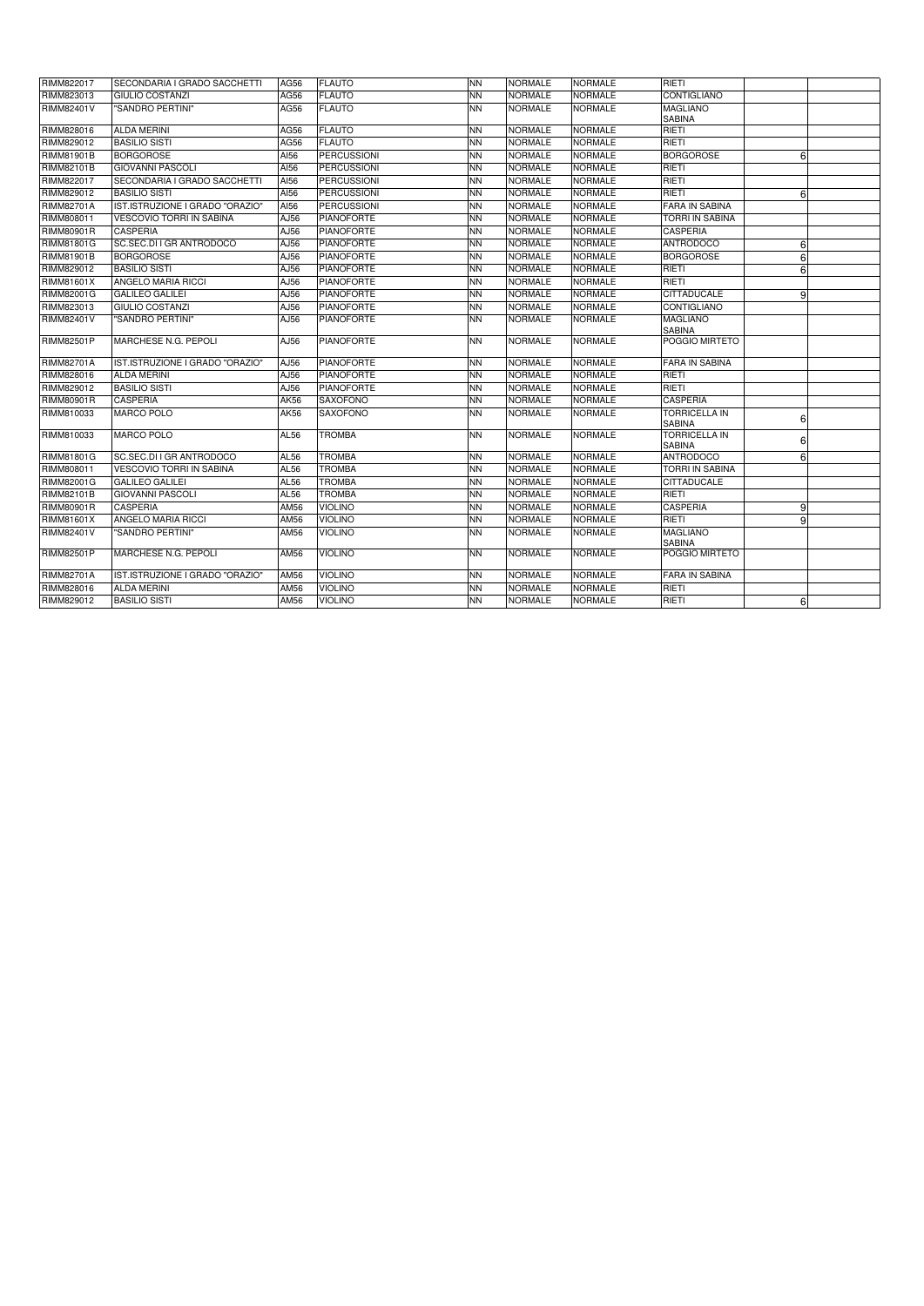| | | | | | | | | | |
|---|---|---|---|---|---|---|---|---|---|
| RIMM822017 | SECONDARIA I GRADO SACCHETTI | AG56 | FLAUTO | NN | NORMALE | NORMALE | RIETI | | |
| RIMM823013 | GIULIO COSTANZI | AG56 | FLAUTO | NN | NORMALE | NORMALE | CONTIGLIANO | | |
| RIMM82401V | "SANDRO PERTINI" | AG56 | FLAUTO | NN | NORMALE | NORMALE | MAGLIANO SABINA | | |
| RIMM828016 | ALDA MERINI | AG56 | FLAUTO | NN | NORMALE | NORMALE | RIETI | | |
| RIMM829012 | BASILIO SISTI | AG56 | FLAUTO | NN | NORMALE | NORMALE | RIETI | | |
| RIMM81901B | BORGOROSE | AI56 | PERCUSSIONI | NN | NORMALE | NORMALE | BORGOROSE | 6 | |
| RIMM82101B | GIOVANNI PASCOLI | AI56 | PERCUSSIONI | NN | NORMALE | NORMALE | RIETI | | |
| RIMM822017 | SECONDARIA I GRADO SACCHETTI | AI56 | PERCUSSIONI | NN | NORMALE | NORMALE | RIETI | | |
| RIMM829012 | BASILIO SISTI | AI56 | PERCUSSIONI | NN | NORMALE | NORMALE | RIETI | 6 | |
| RIMM82701A | IST.ISTRUZIONE I GRADO "ORAZIO" | AI56 | PERCUSSIONI | NN | NORMALE | NORMALE | FARA IN SABINA | | |
| RIMM808011 | VESCOVIO TORRI IN SABINA | AJ56 | PIANOFORTE | NN | NORMALE | NORMALE | TORRI IN SABINA | | |
| RIMM80901R | CASPERIA | AJ56 | PIANOFORTE | NN | NORMALE | NORMALE | CASPERIA | | |
| RIMM81801G | SC.SEC.DI I GR ANTRODOCO | AJ56 | PIANOFORTE | NN | NORMALE | NORMALE | ANTRODOCO | 6 | |
| RIMM81901B | BORGOROSE | AJ56 | PIANOFORTE | NN | NORMALE | NORMALE | BORGOROSE | 6 | |
| RIMM829012 | BASILIO SISTI | AJ56 | PIANOFORTE | NN | NORMALE | NORMALE | RIETI | 6 | |
| RIMM81601X | ANGELO MARIA RICCI | AJ56 | PIANOFORTE | NN | NORMALE | NORMALE | RIETI | | |
| RIMM82001G | GALILEO GALILEI | AJ56 | PIANOFORTE | NN | NORMALE | NORMALE | CITTADUCALE | 9 | |
| RIMM823013 | GIULIO COSTANZI | AJ56 | PIANOFORTE | NN | NORMALE | NORMALE | CONTIGLIANO | | |
| RIMM82401V | "SANDRO PERTINI" | AJ56 | PIANOFORTE | NN | NORMALE | NORMALE | MAGLIANO SABINA | | |
| RIMM82501P | MARCHESE N.G. PEPOLI | AJ56 | PIANOFORTE | NN | NORMALE | NORMALE | POGGIO MIRTETO | | |
| RIMM82701A | IST.ISTRUZIONE I GRADO "ORAZIO" | AJ56 | PIANOFORTE | NN | NORMALE | NORMALE | FARA IN SABINA | | |
| RIMM828016 | ALDA MERINI | AJ56 | PIANOFORTE | NN | NORMALE | NORMALE | RIETI | | |
| RIMM829012 | BASILIO SISTI | AJ56 | PIANOFORTE | NN | NORMALE | NORMALE | RIETI | | |
| RIMM80901R | CASPERIA | AK56 | SAXOFONO | NN | NORMALE | NORMALE | CASPERIA | | |
| RIMM810033 | MARCO POLO | AK56 | SAXOFONO | NN | NORMALE | NORMALE | TORRICELLA IN SABINA | 6 | |
| RIMM810033 | MARCO POLO | AL56 | TROMBA | NN | NORMALE | NORMALE | TORRICELLA IN SABINA | 6 | |
| RIMM81801G | SC.SEC.DI I GR ANTRODOCO | AL56 | TROMBA | NN | NORMALE | NORMALE | ANTRODOCO | 6 | |
| RIMM808011 | VESCOVIO TORRI IN SABINA | AL56 | TROMBA | NN | NORMALE | NORMALE | TORRI IN SABINA | | |
| RIMM82001G | GALILEO GALILEI | AL56 | TROMBA | NN | NORMALE | NORMALE | CITTADUCALE | | |
| RIMM82101B | GIOVANNI PASCOLI | AL56 | TROMBA | NN | NORMALE | NORMALE | RIETI | | |
| RIMM80901R | CASPERIA | AM56 | VIOLINO | NN | NORMALE | NORMALE | CASPERIA | 9 | |
| RIMM81601X | ANGELO MARIA RICCI | AM56 | VIOLINO | NN | NORMALE | NORMALE | RIETI | 9 | |
| RIMM82401V | "SANDRO PERTINI" | AM56 | VIOLINO | NN | NORMALE | NORMALE | MAGLIANO SABINA | | |
| RIMM82501P | MARCHESE N.G. PEPOLI | AM56 | VIOLINO | NN | NORMALE | NORMALE | POGGIO MIRTETO | | |
| RIMM82701A | IST.ISTRUZIONE I GRADO "ORAZIO" | AM56 | VIOLINO | NN | NORMALE | NORMALE | FARA IN SABINA | | |
| RIMM828016 | ALDA MERINI | AM56 | VIOLINO | NN | NORMALE | NORMALE | RIETI | | |
| RIMM829012 | BASILIO SISTI | AM56 | VIOLINO | NN | NORMALE | NORMALE | RIETI | 6 | |